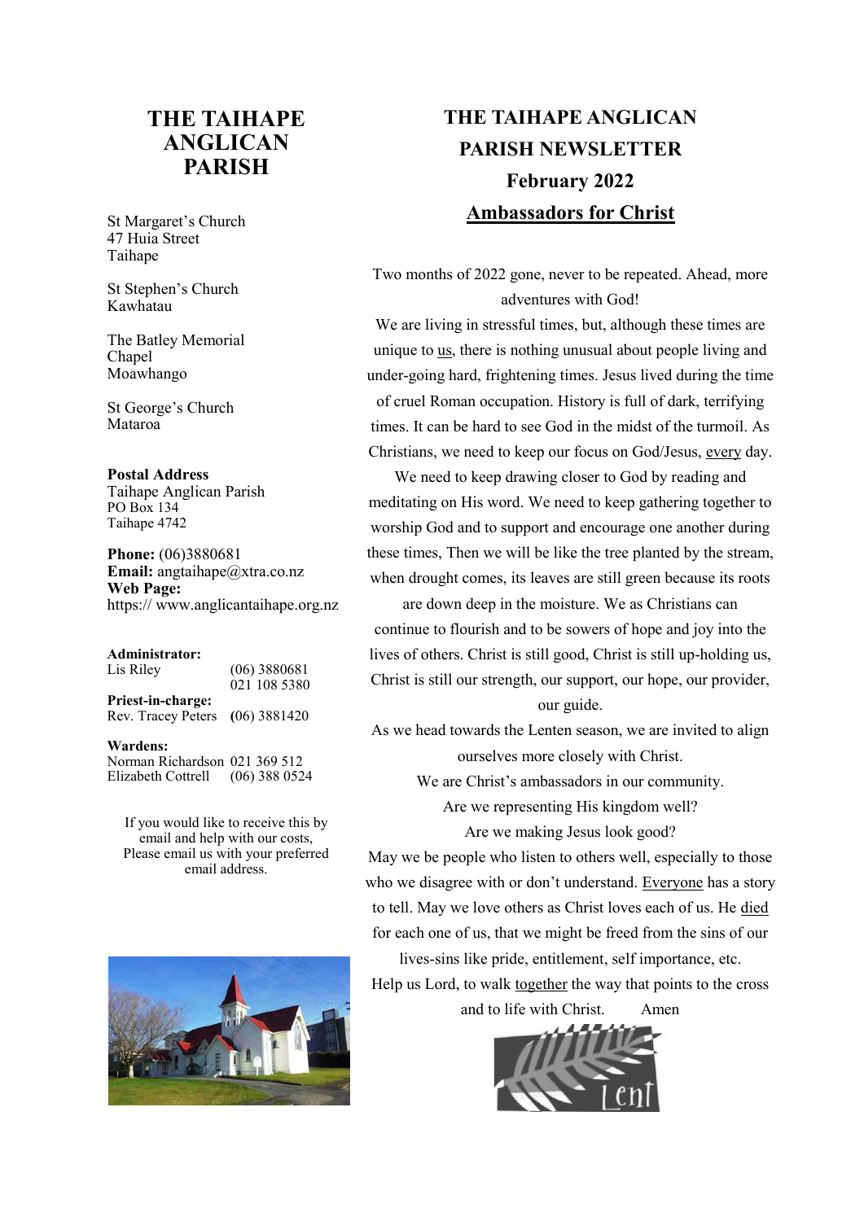# THE TAIHAPE ANGLICAN PARISH

St Margaret's Church
47 Huia Street
Taihape

St Stephen's Church
Kawhatau

The Batley Memorial Chapel
Moawhango

St George's Church
Mataroa

**Postal Address**
Taihape Anglican Parish
PO Box 134
Taihape 4742

**Phone:** (06)3880681
**Email:** angtaihape@xtra.co.nz
**Web Page:**
https:// www.anglicantaihape.org.nz

**Administrator:**
Lis Riley (06) 3880681
021 108 5380

**Priest-in-charge:**
Rev. Tracey Peters (06) 3881420

**Wardens:**
Norman Richardson 021 369 512
Elizabeth Cottrell (06) 388 0524

If you would like to receive this by email and help with our costs, Please email us with your preferred email address.

# THE TAIHAPE ANGLICAN PARISH NEWSLETTER

## February 2022

## Ambassadors for Christ

Two months of 2022 gone, never to be repeated. Ahead, more adventures with God!

We are living in stressful times, but, although these times are unique to us, there is nothing unusual about people living and under-going hard, frightening times. Jesus lived during the time of cruel Roman occupation. History is full of dark, terrifying times. It can be hard to see God in the midst of the turmoil. As Christians, we need to keep our focus on God/Jesus, every day. We need to keep drawing closer to God by reading and meditating on His word. We need to keep gathering together to worship God and to support and encourage one another during these times, Then we will be like the tree planted by the stream, when drought comes, its leaves are still green because its roots are down deep in the moisture. We as Christians can continue to flourish and to be sowers of hope and joy into the lives of others. Christ is still good, Christ is still up-holding us, Christ is still our strength, our support, our hope, our provider, our guide.

As we head towards the Lenten season, we are invited to align ourselves more closely with Christ.

We are Christ's ambassadors in our community.

Are we representing His kingdom well?

Are we making Jesus look good?

May we be people who listen to others well, especially to those who we disagree with or don't understand. Everyone has a story to tell. May we love others as Christ loves each of us. He died for each one of us, that we might be freed from the sins of our lives-sins like pride, entitlement, self importance, etc.

Help us Lord, to walk together the way that points to the cross and to life with Christ. Amen

Lent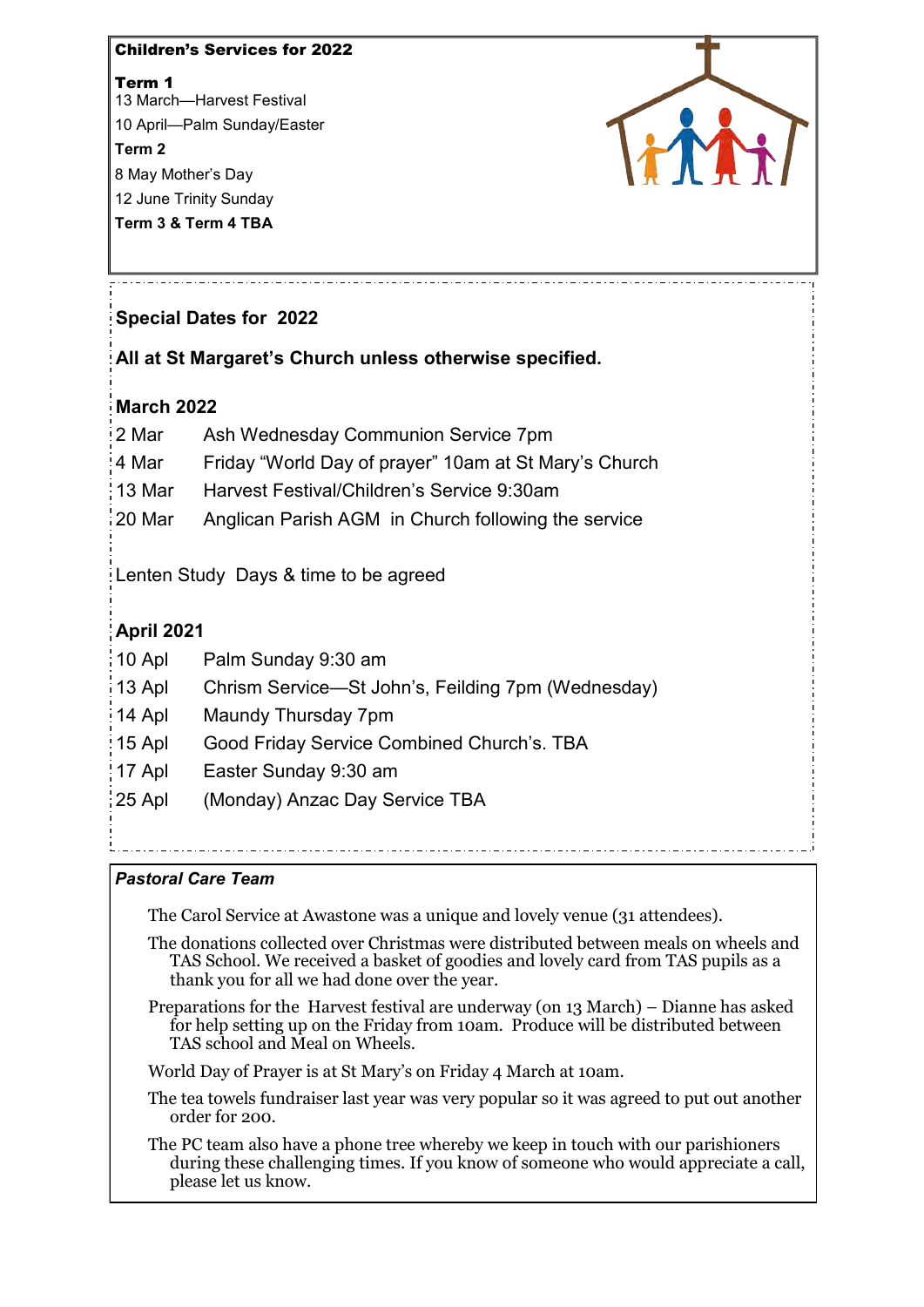**Children's Services for 2022**

**Term 1**

13 March—Harvest Festival

10 April—Palm Sunday/Easter

**Term 2**

8 May Mother's Day

12 June Trinity Sunday

**Term 3 & Term 4 TBA**

## Special Dates for 2022

**All at St Margaret's Church unless otherwise specified.**

### March 2022

| | |
|---|---|
| 2 Mar | Ash Wednesday Communion Service 7pm |
| 4 Mar | Friday "World Day of prayer" 10am at St Mary's Church |
| 13 Mar | Harvest Festival/Children's Service 9:30am |
| 20 Mar | Anglican Parish AGM in Church following the service |

Lenten Study Days & time to be agreed

### April 2021

| | |
|---|---|
| 10 Apl | Palm Sunday 9:30 am |
| 13 Apl | Chrism Service—St John's, Feilding 7pm (Wednesday) |
| 14 Apl | Maundy Thursday 7pm |
| 15 Apl | Good Friday Service Combined Church's. TBA |
| 17 Apl | Easter Sunday 9:30 am |
| 25 Apl | (Monday) Anzac Day Service TBA |

***Pastoral Care Team***

The Carol Service at Awastone was a unique and lovely venue (31 attendees).

The donations collected over Christmas were distributed between meals on wheels and TAS School. We received a basket of goodies and lovely card from TAS pupils as a thank you for all we had done over the year.

Preparations for the Harvest festival are underway (on 13 March) – Dianne has asked for help setting up on the Friday from 10am. Produce will be distributed between TAS school and Meal on Wheels.

World Day of Prayer is at St Mary's on Friday 4 March at 10am.

The tea towels fundraiser last year was very popular so it was agreed to put out another order for 200.

The PC team also have a phone tree whereby we keep in touch with our parishioners during these challenging times. If you know of someone who would appreciate a call, please let us know.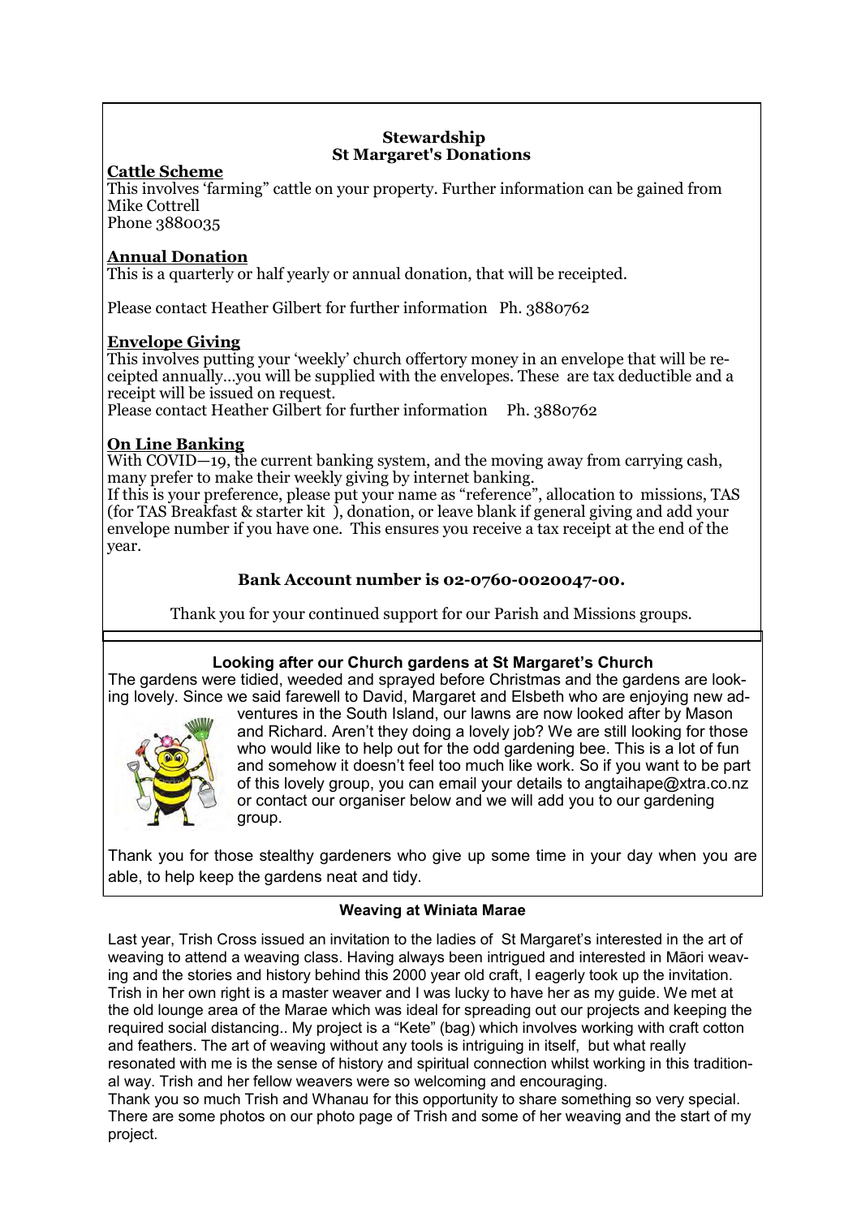## Stewardship
## St Margaret's Donations

**Cattle Scheme**

This involves 'farming" cattle on your property. Further information can be gained from Mike Cottrell
Phone 3880035

**Annual Donation**

This is a quarterly or half yearly or annual donation, that will be receipted.

Please contact Heather Gilbert for further information Ph. 3880762

**Envelope Giving**

This involves putting your 'weekly' church offertory money in an envelope that will be receipted annually…you will be supplied with the envelopes. These are tax deductible and a receipt will be issued on request.
Please contact Heather Gilbert for further information Ph. 3880762

**On Line Banking**

With COVID—19, the current banking system, and the moving away from carrying cash, many prefer to make their weekly giving by internet banking.
If this is your preference, please put your name as "reference", allocation to missions, TAS (for TAS Breakfast & starter kit ), donation, or leave blank if general giving and add your envelope number if you have one. This ensures you receive a tax receipt at the end of the year.

**Bank Account number is 02-0760-0020047-00.**

Thank you for your continued support for our Parish and Missions groups.

### Looking after our Church gardens at St Margaret's Church

The gardens were tidied, weeded and sprayed before Christmas and the gardens are looking lovely. Since we said farewell to David, Margaret and Elsbeth who are enjoying new adventures in the South Island, our lawns are now looked after by Mason and Richard. Aren't they doing a lovely job? We are still looking for those who would like to help out for the odd gardening bee. This is a lot of fun and somehow it doesn't feel too much like work. So if you want to be part of this lovely group, you can email your details to angtaihape@xtra.co.nz or contact our organiser below and we will add you to our gardening group.

Thank you for those stealthy gardeners who give up some time in your day when you are able, to help keep the gardens neat and tidy.

### Weaving at Winiata Marae

Last year, Trish Cross issued an invitation to the ladies of St Margaret's interested in the art of weaving to attend a weaving class. Having always been intrigued and interested in Māori weaving and the stories and history behind this 2000 year old craft, I eagerly took up the invitation. Trish in her own right is a master weaver and I was lucky to have her as my guide. We met at the old lounge area of the Marae which was ideal for spreading out our projects and keeping the required social distancing.. My project is a "Kete" (bag) which involves working with craft cotton and feathers. The art of weaving without any tools is intriguing in itself, but what really resonated with me is the sense of history and spiritual connection whilst working in this traditional way. Trish and her fellow weavers were so welcoming and encouraging.
Thank you so much Trish and Whanau for this opportunity to share something so very special. There are some photos on our photo page of Trish and some of her weaving and the start of my project.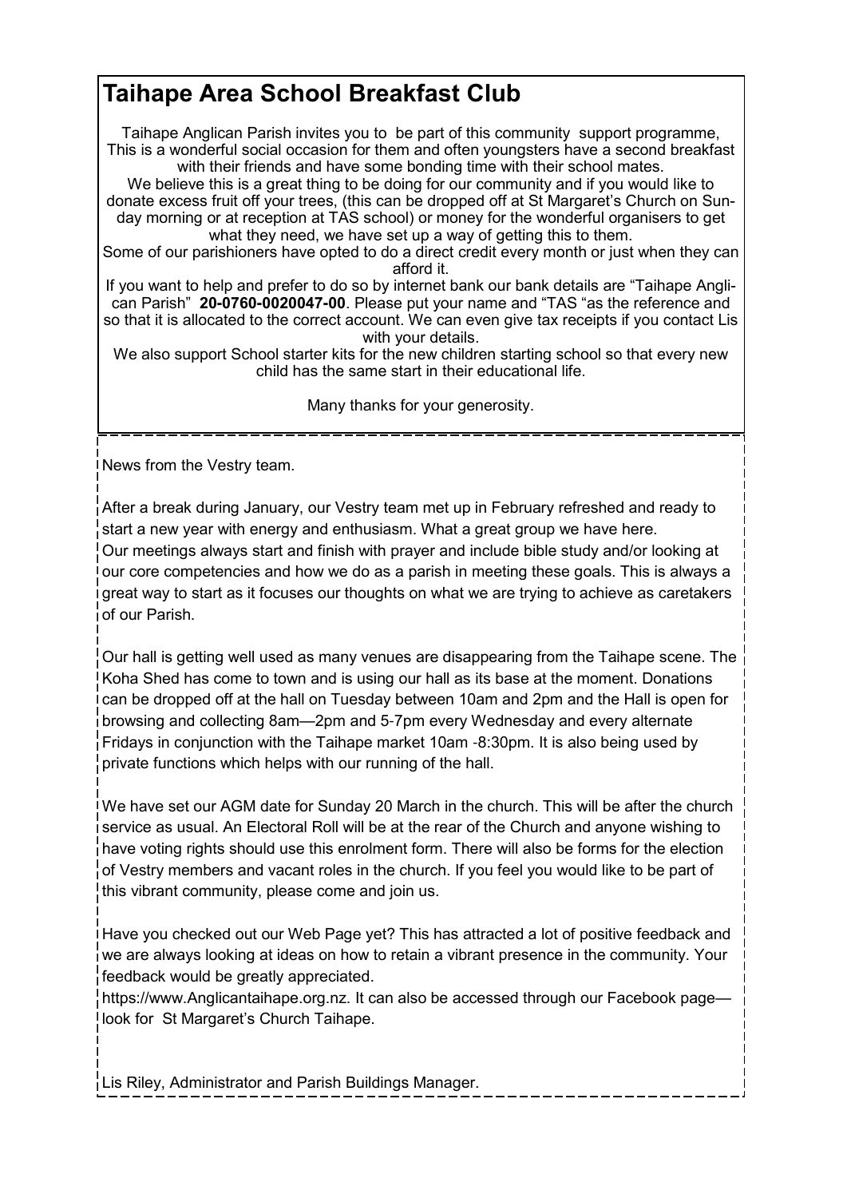# Taihape Area School Breakfast Club

Taihape Anglican Parish invites you to be part of this community support programme, This is a wonderful social occasion for them and often youngsters have a second breakfast with their friends and have some bonding time with their school mates.

We believe this is a great thing to be doing for our community and if you would like to donate excess fruit off your trees, (this can be dropped off at St Margaret's Church on Sunday morning or at reception at TAS school) or money for the wonderful organisers to get what they need, we have set up a way of getting this to them.

Some of our parishioners have opted to do a direct credit every month or just when they can afford it.

If you want to help and prefer to do so by internet bank our bank details are "Taihape Anglican Parish" **20-0760-0020047-00**. Please put your name and "TAS "as the reference and so that it is allocated to the correct account. We can even give tax receipts if you contact Lis with your details.

We also support School starter kits for the new children starting school so that every new child has the same start in their educational life.

Many thanks for your generosity.

News from the Vestry team.

After a break during January, our Vestry team met up in February refreshed and ready to start a new year with energy and enthusiasm. What a great group we have here. Our meetings always start and finish with prayer and include bible study and/or looking at our core competencies and how we do as a parish in meeting these goals. This is always a great way to start as it focuses our thoughts on what we are trying to achieve as caretakers of our Parish.

Our hall is getting well used as many venues are disappearing from the Taihape scene. The Koha Shed has come to town and is using our hall as its base at the moment. Donations can be dropped off at the hall on Tuesday between 10am and 2pm and the Hall is open for browsing and collecting 8am—2pm and 5-7pm every Wednesday and every alternate Fridays in conjunction with the Taihape market 10am -8:30pm. It is also being used by private functions which helps with our running of the hall.

We have set our AGM date for Sunday 20 March in the church. This will be after the church service as usual. An Electoral Roll will be at the rear of the Church and anyone wishing to have voting rights should use this enrolment form. There will also be forms for the election of Vestry members and vacant roles in the church. If you feel you would like to be part of this vibrant community, please come and join us.

Have you checked out our Web Page yet? This has attracted a lot of positive feedback and we are always looking at ideas on how to retain a vibrant presence in the community. Your feedback would be greatly appreciated.

https://www.Anglicantaihape.org.nz. It can also be accessed through our Facebook page—look for St Margaret's Church Taihape.

Lis Riley, Administrator and Parish Buildings Manager.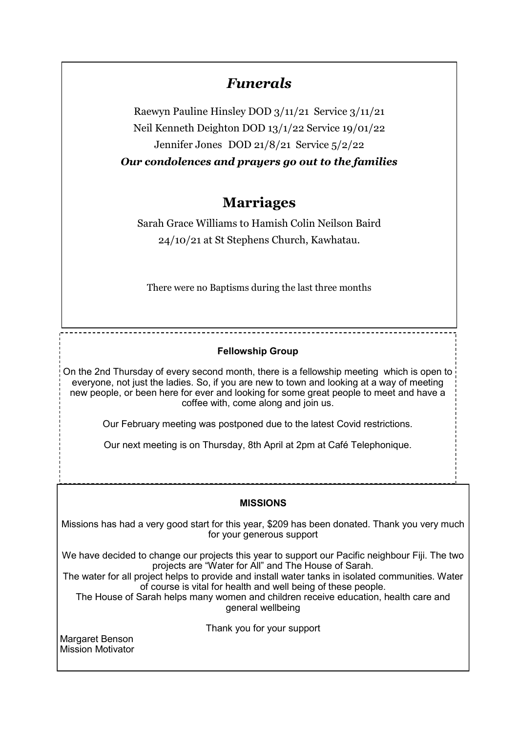## *Funerals*

Raewyn Pauline Hinsley DOD 3/11/21 Service 3/11/21

Neil Kenneth Deighton DOD 13/1/22 Service 19/01/22

Jennifer Jones DOD 21/8/21 Service 5/2/22

***Our condolences and prayers go out to the families***

## Marriages

Sarah Grace Williams to Hamish Colin Neilson Baird

24/10/21 at St Stephens Church, Kawhatau.

There were no Baptisms during the last three months

### Fellowship Group

On the 2nd Thursday of every second month, there is a fellowship meeting which is open to everyone, not just the ladies. So, if you are new to town and looking at a way of meeting new people, or been here for ever and looking for some great people to meet and have a coffee with, come along and join us.

Our February meeting was postponed due to the latest Covid restrictions.

Our next meeting is on Thursday, 8th April at 2pm at Café Telephonique.

### MISSIONS

Missions has had a very good start for this year, $209 has been donated. Thank you very much for your generous support

We have decided to change our projects this year to support our Pacific neighbour Fiji. The two projects are "Water for All" and The House of Sarah.

The water for all project helps to provide and install water tanks in isolated communities. Water of course is vital for health and well being of these people.

The House of Sarah helps many women and children receive education, health care and general wellbeing

Thank you for your support

Margaret Benson
Mission Motivator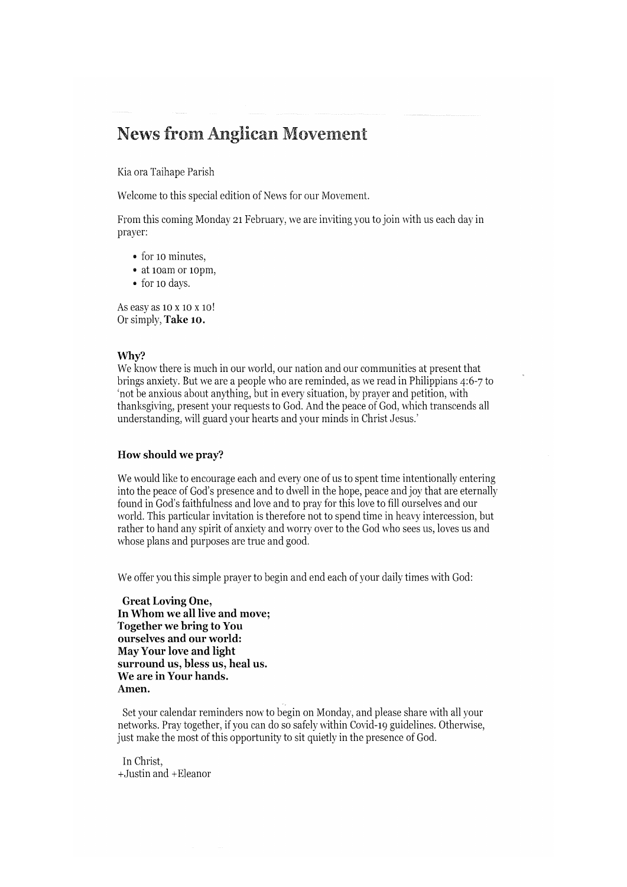# News from Anglican Movement

Kia ora Taihape Parish

Welcome to this special edition of News for our Movement.

From this coming Monday 21 February, we are inviting you to join with us each day in prayer:

- for 10 minutes,
- at 10am or 10pm,
- for 10 days.

As easy as 10 x 10 x 10!
Or simply, **Take 10.**

### Why?

We know there is much in our world, our nation and our communities at present that brings anxiety. But we are a people who are reminded, as we read in Philippians 4:6-7 to 'not be anxious about anything, but in every situation, by prayer and petition, with thanksgiving, present your requests to God. And the peace of God, which transcends all understanding, will guard your hearts and your minds in Christ Jesus.'

### How should we pray?

We would like to encourage each and every one of us to spent time intentionally entering into the peace of God's presence and to dwell in the hope, peace and joy that are eternally found in God's faithfulness and love and to pray for this love to fill ourselves and our world. This particular invitation is therefore not to spend time in heavy intercession, but rather to hand any spirit of anxiety and worry over to the God who sees us, loves us and whose plans and purposes are true and good.

We offer you this simple prayer to begin and end each of your daily times with God:

**Great Loving One,**
**In Whom we all live and move;**
**Together we bring to You**
**ourselves and our world:**
**May Your love and light**
**surround us, bless us, heal us.**
**We are in Your hands.**
**Amen.**

Set your calendar reminders now to begin on Monday, and please share with all your networks. Pray together, if you can do so safely within Covid-19 guidelines. Otherwise, just make the most of this opportunity to sit quietly in the presence of God.

In Christ,
+Justin and +Eleanor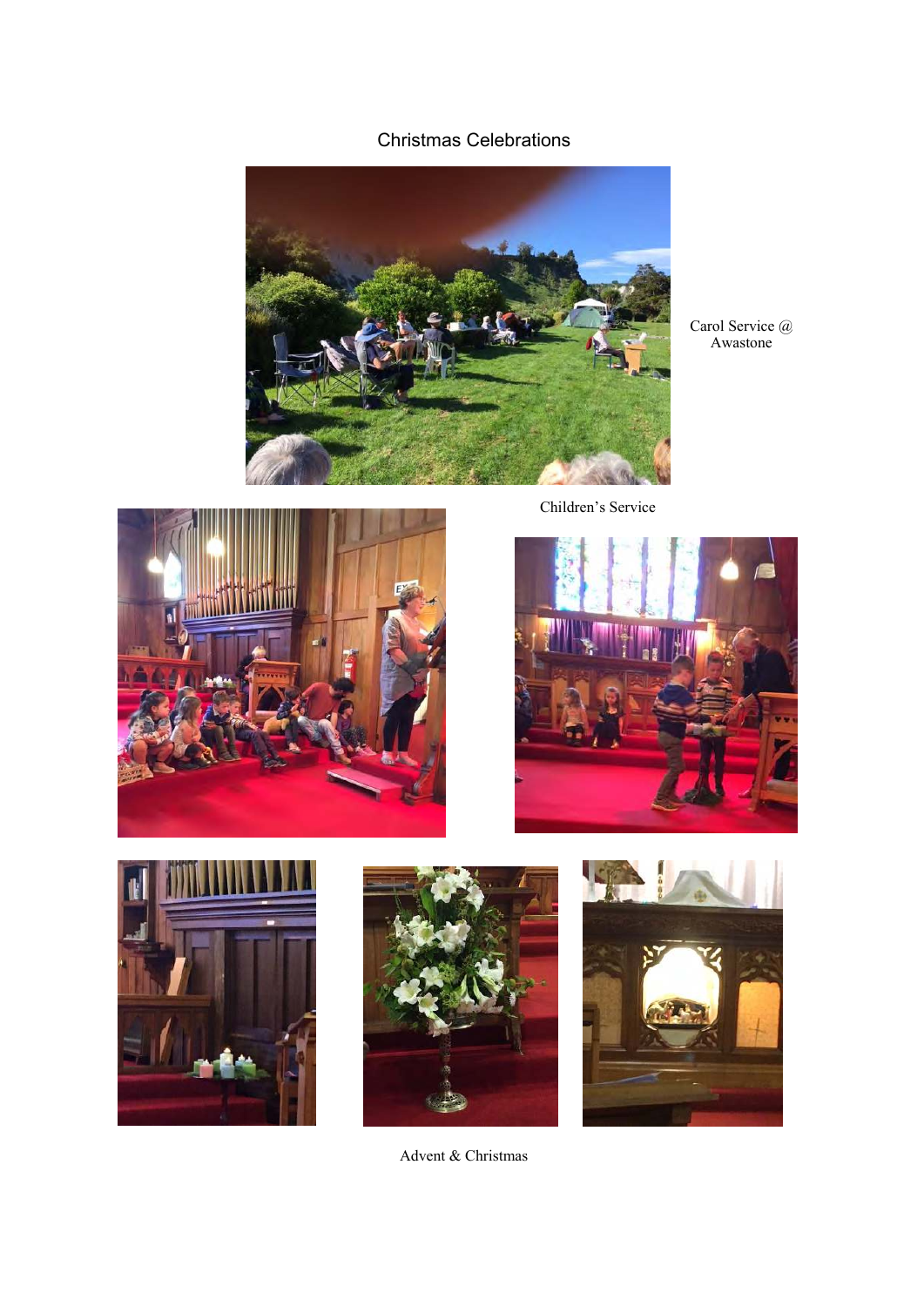# Christmas Celebrations

Carol Service @ Awastone

Children's Service

Advent & Christmas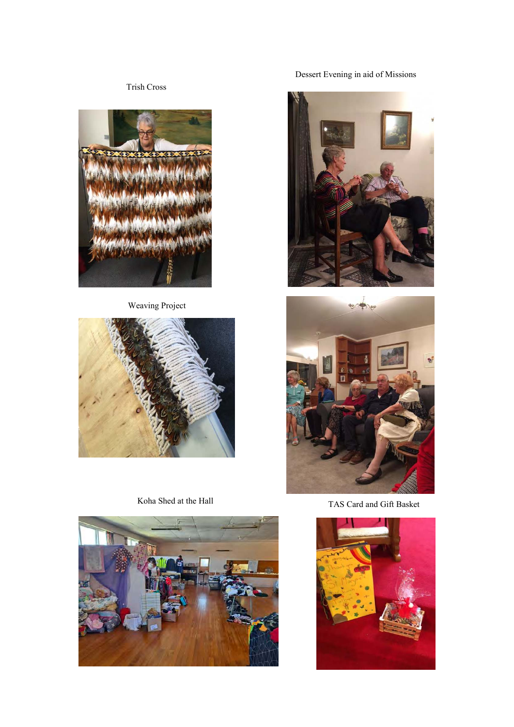Trish Cross

Dessert Evening in aid of Missions

Weaving Project

Koha Shed at the Hall

TAS Card and Gift Basket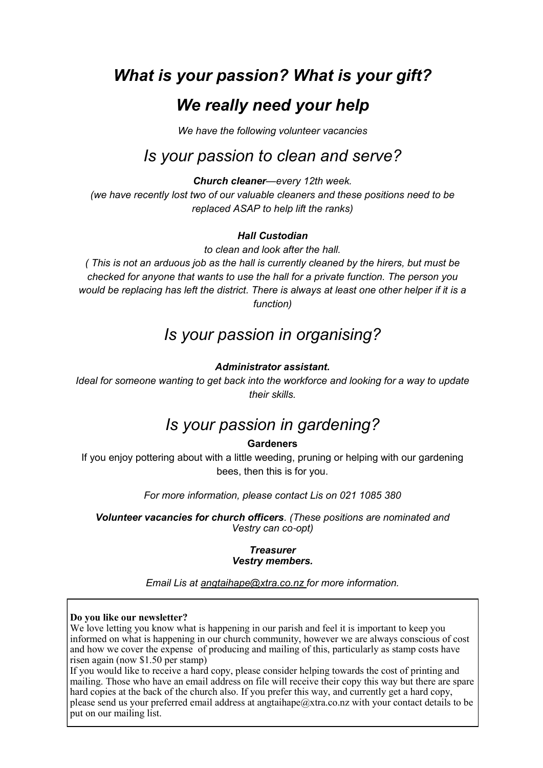# *What is your passion? What is your gift?*

# *We really need your help*

*We have the following volunteer vacancies*

## *Is your passion to clean and serve?*

***Church cleaner****—every 12th week.*
*(we have recently lost two of our valuable cleaners and these positions need to be replaced ASAP to help lift the ranks)*

***Hall Custodian***

*to clean and look after the hall.*
*( This is not an arduous job as the hall is currently cleaned by the hirers, but must be checked for anyone that wants to use the hall for a private function. The person you would be replacing has left the district. There is always at least one other helper if it is a function)*

## *Is your passion in organising?*

***Administrator assistant.***

*Ideal for someone wanting to get back into the workforce and looking for a way to update their skills.*

## *Is your passion in gardening?*

**Gardeners**

If you enjoy pottering about with a little weeding, pruning or helping with our gardening bees, then this is for you.

*For more information, please contact Lis on 021 1085 380*

***Volunteer vacancies for church officers****. (These positions are nominated and Vestry can co-opt)*

***Treasurer***
***Vestry members.***

*Email Lis at angtaihape@xtra.co.nz for more information.*

**Do you like our newsletter?**
We love letting you know what is happening in our parish and feel it is important to keep you informed on what is happening in our church community, however we are always conscious of cost and how we cover the expense of producing and mailing of this, particularly as stamp costs have risen again (now $1.50 per stamp)
If you would like to receive a hard copy, please consider helping towards the cost of printing and mailing. Those who have an email address on file will receive their copy this way but there are spare hard copies at the back of the church also. If you prefer this way, and currently get a hard copy, please send us your preferred email address at angtaihape@xtra.co.nz with your contact details to be put on our mailing list.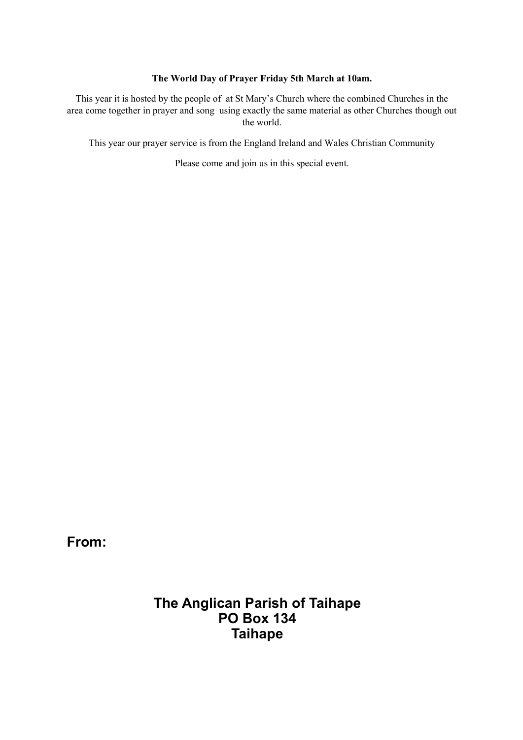**The World Day of Prayer Friday 5th March at 10am.**

This year it is hosted by the people of  at St Mary's Church where the combined Churches in the area come together in prayer and song  using exactly the same material as other Churches though out the world.

This year our prayer service is from the England Ireland and Wales Christian Community

Please come and join us in this special event.

**From:**

**The Anglican Parish of Taihape**
**PO Box 134**
**Taihape**